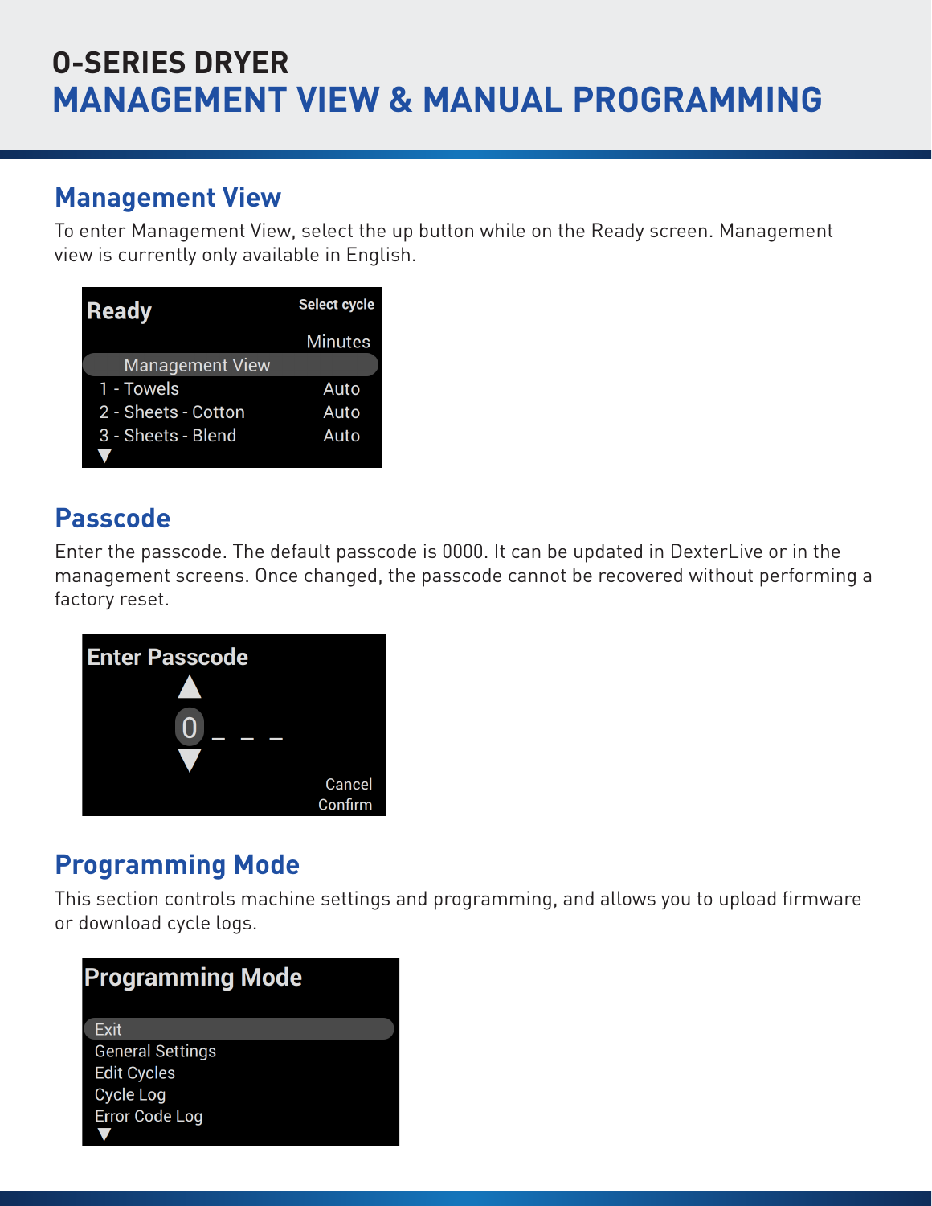# O-SERIES DRYER

# MANAGEMENT VIEW & MANUAL PROGRAMMING

## Management View

To enter Management View, select the up button while on the Ready screen. Management view is currently only available in English.

Ready
Select cycle
Minutes
Management View
1 - Towels Auto
2 - Sheets - Cotton Auto
3 - Sheets - Blend Auto

## Passcode

Enter the passcode. The default passcode is 0000. It can be updated in DexterLive or in the management screens. Once changed, the passcode cannot be recovered without performing a factory reset.

Enter Passcode
0 _ _ _
Cancel
Confirm

## Programming Mode

This section controls machine settings and programming, and allows you to upload firmware or download cycle logs.

Programming Mode
Exit
General Settings
Edit Cycles
Cycle Log
Error Code Log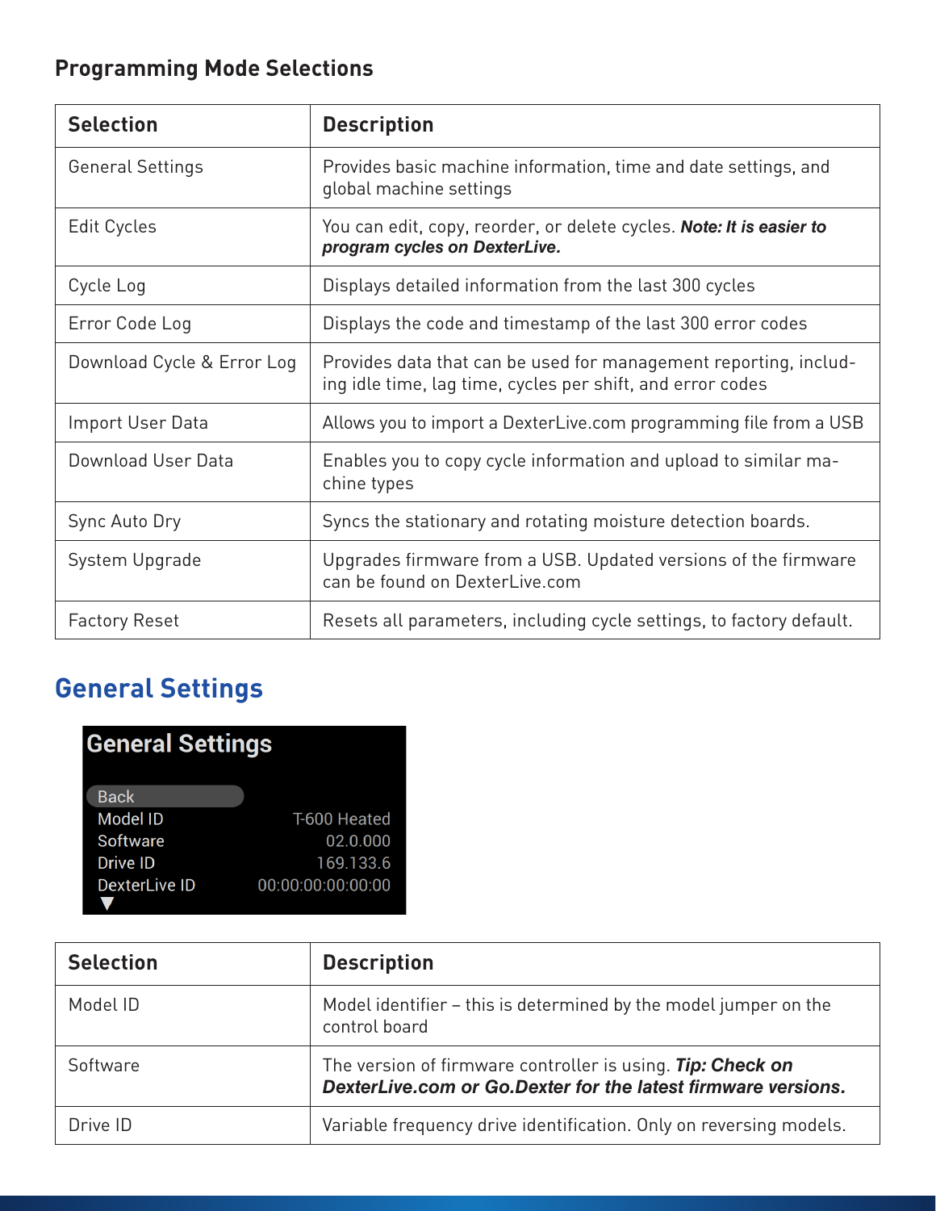### Programming Mode Selections

| Selection | Description |
|---|---|
| General Settings | Provides basic machine information, time and date settings, and global machine settings |
| Edit Cycles | You can edit, copy, reorder, or delete cycles. ***Note: It is easier to program cycles on DexterLive.*** |
| Cycle Log | Displays detailed information from the last 300 cycles |
| Error Code Log | Displays the code and timestamp of the last 300 error codes |
| Download Cycle & Error Log | Provides data that can be used for management reporting, including idle time, lag time, cycles per shift, and error codes |
| Import User Data | Allows you to import a DexterLive.com programming file from a USB |
| Download User Data | Enables you to copy cycle information and upload to similar machine types |
| Sync Auto Dry | Syncs the stationary and rotating moisture detection boards. |
| System Upgrade | Upgrades firmware from a USB. Updated versions of the firmware can be found on DexterLive.com |
| Factory Reset | Resets all parameters, including cycle settings, to factory default. |

## General Settings

```
General Settings

Back
Model ID              T-600 Heated
Software                  02.0.000
Drive ID                 169.133.6
DexterLive ID    00:00:00:00:00:00
▼
```

| Selection | Description |
|---|---|
| Model ID | Model identifier – this is determined by the model jumper on the control board |
| Software | The version of firmware controller is using. ***Tip: Check on DexterLive.com or Go.Dexter for the latest firmware versions.*** |
| Drive ID | Variable frequency drive identification. Only on reversing models. |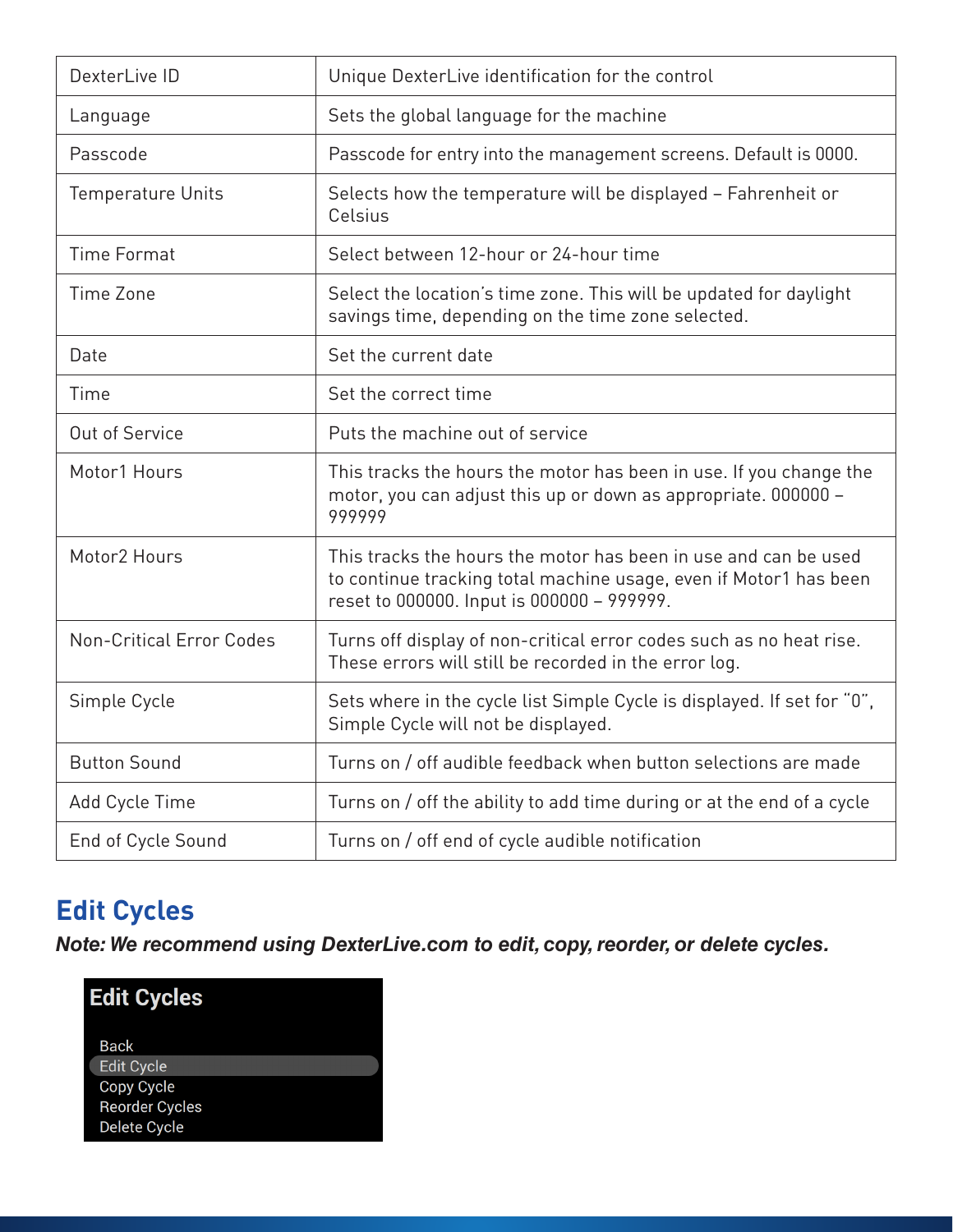| DexterLive ID | Unique DexterLive identification for the control |
|---|---|
| Language | Sets the global language for the machine |
| Passcode | Passcode for entry into the management screens. Default is 0000. |
| Temperature Units | Selects how the temperature will be displayed – Fahrenheit or Celsius |
| Time Format | Select between 12-hour or 24-hour time |
| Time Zone | Select the location's time zone. This will be updated for daylight savings time, depending on the time zone selected. |
| Date | Set the current date |
| Time | Set the correct time |
| Out of Service | Puts the machine out of service |
| Motor1 Hours | This tracks the hours the motor has been in use. If you change the motor, you can adjust this up or down as appropriate. 000000 – 999999 |
| Motor2 Hours | This tracks the hours the motor has been in use and can be used to continue tracking total machine usage, even if Motor1 has been reset to 000000. Input is 000000 – 999999. |
| Non-Critical Error Codes | Turns off display of non-critical error codes such as no heat rise. These errors will still be recorded in the error log. |
| Simple Cycle | Sets where in the cycle list Simple Cycle is displayed. If set for "0", Simple Cycle will not be displayed. |
| Button Sound | Turns on / off audible feedback when button selections are made |
| Add Cycle Time | Turns on / off the ability to add time during or at the end of a cycle |
| End of Cycle Sound | Turns on / off end of cycle audible notification |

## Edit Cycles

***Note: We recommend using DexterLive.com to edit, copy, reorder, or delete cycles.***

**Edit Cycles**

- Back
- Edit Cycle
- Copy Cycle
- Reorder Cycles
- Delete Cycle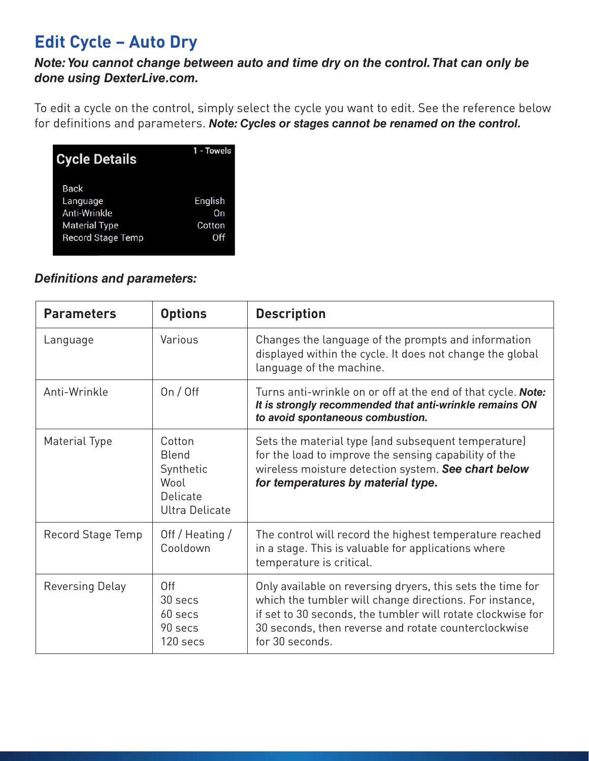# Edit Cycle – Auto Dry

***Note: You cannot change between auto and time dry on the control. That can only be done using DexterLive.com.***

To edit a cycle on the control, simply select the cycle you want to edit. See the reference below for definitions and parameters. ***Note: Cycles or stages cannot be renamed on the control.***

| Cycle Details | 1 - Towels |
|---|---|
| Back | |
| Language | English |
| Anti-Wrinkle | On |
| Material Type | Cotton |
| Record Stage Temp | Off |

***Definitions and parameters:***

| Parameters | Options | Description |
|---|---|---|
| Language | Various | Changes the language of the prompts and information displayed within the cycle. It does not change the global language of the machine. |
| Anti-Wrinkle | On / Off | Turns anti-wrinkle on or off at the end of that cycle. ***Note: It is strongly recommended that anti-wrinkle remains ON to avoid spontaneous combustion.*** |
| Material Type | Cotton<br>Blend<br>Synthetic<br>Wool<br>Delicate<br>Ultra Delicate | Sets the material type (and subsequent temperature) for the load to improve the sensing capability of the wireless moisture detection system. ***See chart below for temperatures by material type.*** |
| Record Stage Temp | Off / Heating / Cooldown | The control will record the highest temperature reached in a stage. This is valuable for applications where temperature is critical. |
| Reversing Delay | Off<br>30 secs<br>60 secs<br>90 secs<br>120 secs | Only available on reversing dryers, this sets the time for which the tumbler will change directions. For instance, if set to 30 seconds, the tumbler will rotate clockwise for 30 seconds, then reverse and rotate counterclockwise for 30 seconds. |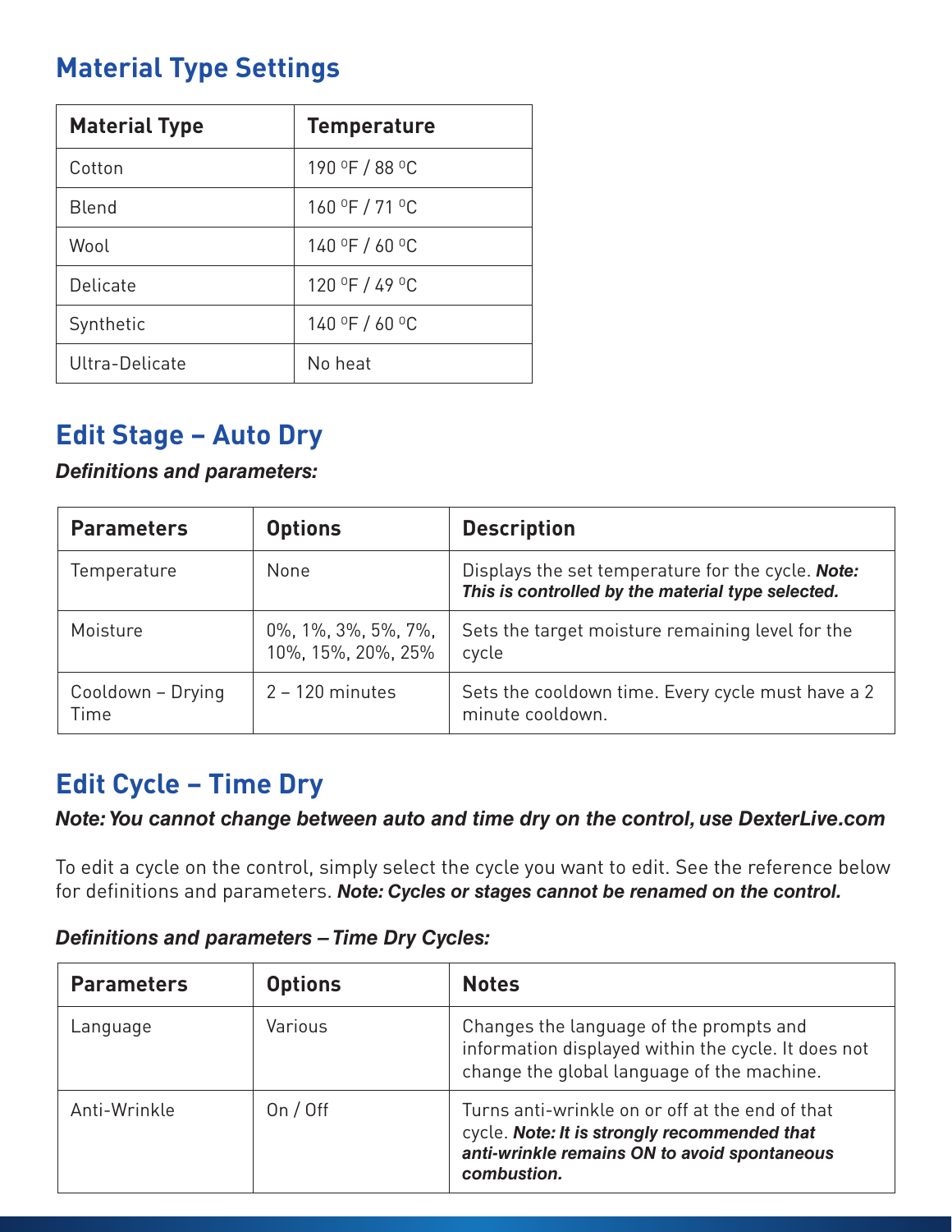## Material Type Settings

| Material Type | Temperature |
| --- | --- |
| Cotton | 190 ºF / 88 ºC |
| Blend | 160 ºF / 71 ºC |
| Wool | 140 ºF / 60 ºC |
| Delicate | 120 ºF / 49 ºC |
| Synthetic | 140 ºF / 60 ºC |
| Ultra-Delicate | No heat |

## Edit Stage – Auto Dry

***Definitions and parameters:***

| Parameters | Options | Description |
| --- | --- | --- |
| Temperature | None | Displays the set temperature for the cycle. ***Note: This is controlled by the material type selected.*** |
| Moisture | 0%, 1%, 3%, 5%, 7%, 10%, 15%, 20%, 25% | Sets the target moisture remaining level for the cycle |
| Cooldown – Drying Time | 2 – 120 minutes | Sets the cooldown time. Every cycle must have a 2 minute cooldown. |

## Edit Cycle – Time Dry

***Note: You cannot change between auto and time dry on the control, use DexterLive.com***

To edit a cycle on the control, simply select the cycle you want to edit. See the reference below for definitions and parameters. ***Note: Cycles or stages cannot be renamed on the control.***

***Definitions and parameters – Time Dry Cycles:***

| Parameters | Options | Notes |
| --- | --- | --- |
| Language | Various | Changes the language of the prompts and information displayed within the cycle. It does not change the global language of the machine. |
| Anti-Wrinkle | On / Off | Turns anti-wrinkle on or off at the end of that cycle. ***Note: It is strongly recommended that anti-wrinkle remains ON to avoid spontaneous combustion.*** |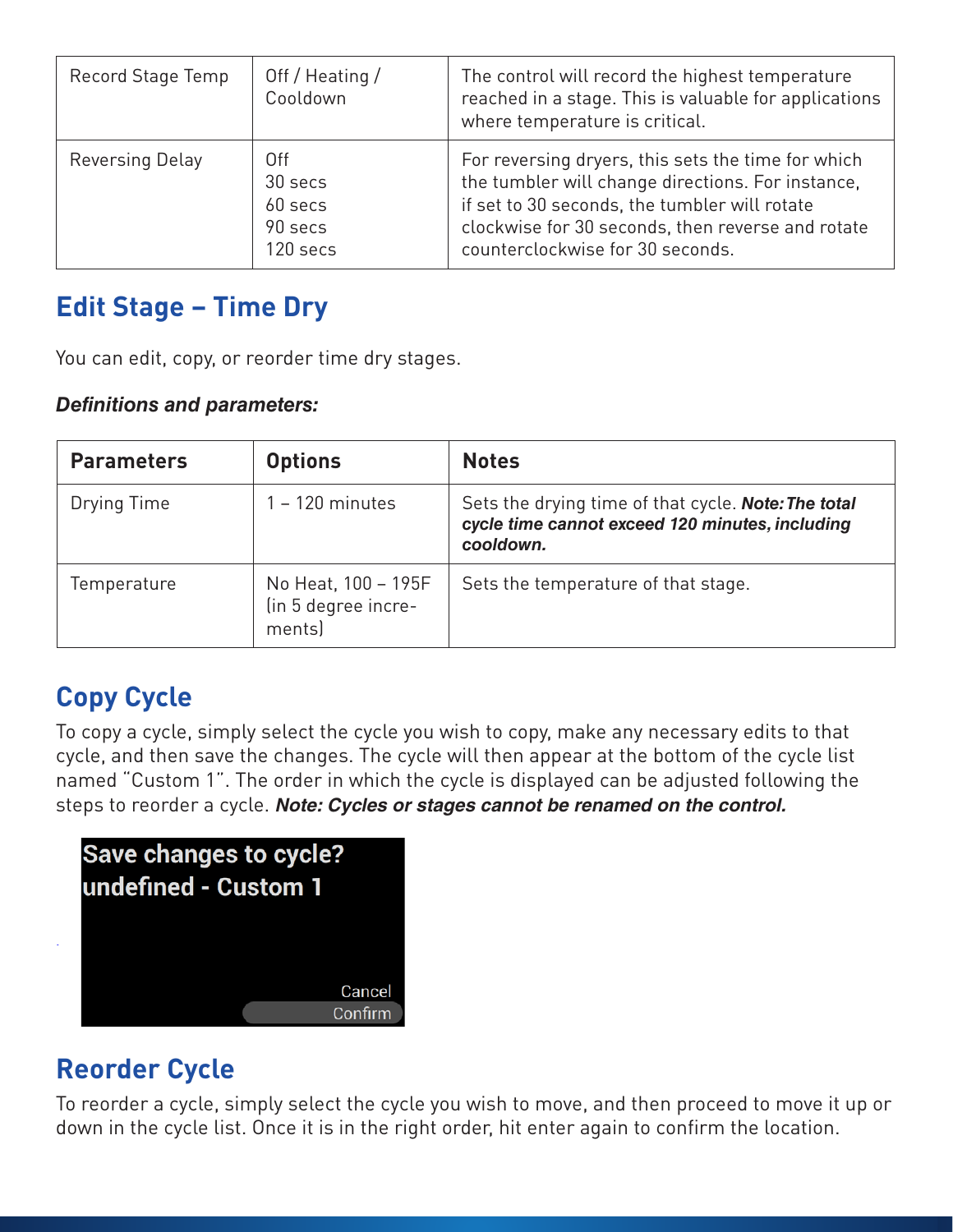| Record Stage Temp | Off / Heating / Cooldown | The control will record the highest temperature reached in a stage. This is valuable for applications where temperature is critical. |
|---|---|---|
| Reversing Delay | Off<br>30 secs<br>60 secs<br>90 secs<br>120 secs | For reversing dryers, this sets the time for which the tumbler will change directions. For instance, if set to 30 seconds, the tumbler will rotate clockwise for 30 seconds, then reverse and rotate counterclockwise for 30 seconds. |

## Edit Stage – Time Dry

You can edit, copy, or reorder time dry stages.

***Definitions and parameters:***

| Parameters | Options | Notes |
|---|---|---|
| Drying Time | 1 – 120 minutes | Sets the drying time of that cycle. ***Note: The total cycle time cannot exceed 120 minutes, including cooldown.*** |
| Temperature | No Heat, 100 – 195F (in 5 degree increments) | Sets the temperature of that stage. |

## Copy Cycle

To copy a cycle, simply select the cycle you wish to copy, make any necessary edits to that cycle, and then save the changes. The cycle will then appear at the bottom of the cycle list named "Custom 1". The order in which the cycle is displayed can be adjusted following the steps to reorder a cycle. ***Note: Cycles or stages cannot be renamed on the control.***

Save changes to cycle?
undefined - Custom 1

Cancel
Confirm

## Reorder Cycle

To reorder a cycle, simply select the cycle you wish to move, and then proceed to move it up or down in the cycle list. Once it is in the right order, hit enter again to confirm the location.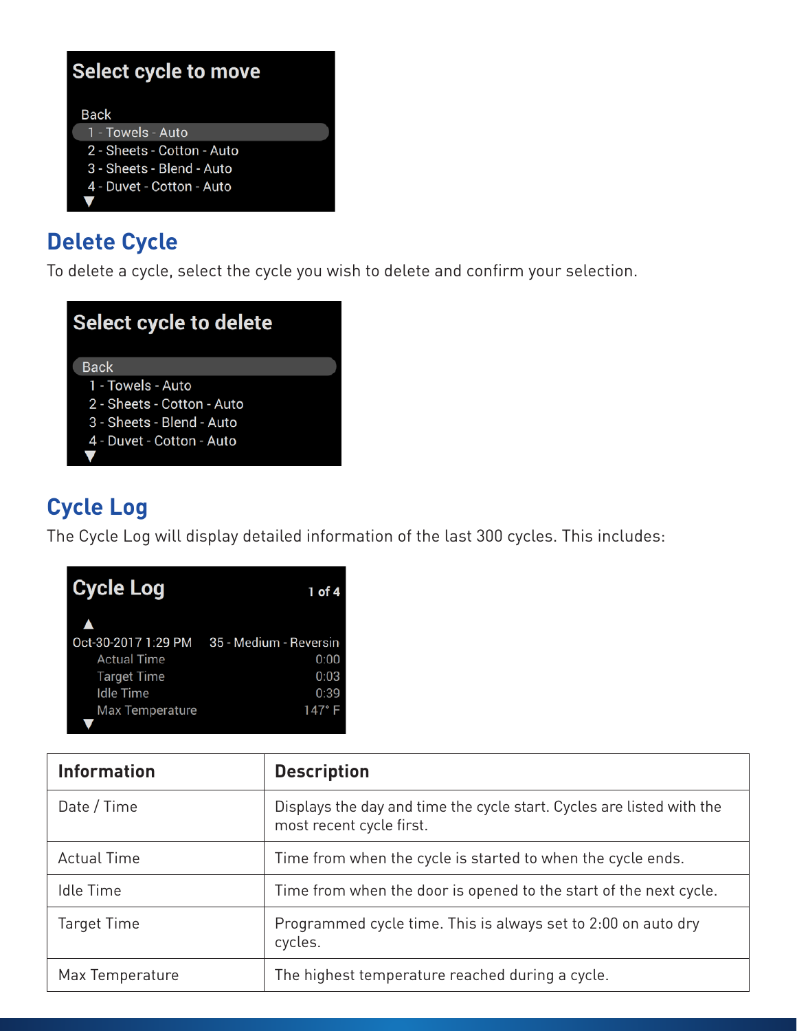Select cycle to move

Back
1 - Towels - Auto
2 - Sheets - Cotton - Auto
3 - Sheets - Blend - Auto
4 - Duvet - Cotton - Auto
▼

## Delete Cycle

To delete a cycle, select the cycle you wish to delete and confirm your selection.

Select cycle to delete

Back
1 - Towels - Auto
2 - Sheets - Cotton - Auto
3 - Sheets - Blend - Auto
4 - Duvet - Cotton - Auto
▼

## Cycle Log

The Cycle Log will display detailed information of the last 300 cycles. This includes:

Cycle Log 1 of 4

▲
Oct-30-2017 1:29 PM 35 - Medium - Reversin
Actual Time 0:00
Target Time 0:03
Idle Time 0:39
Max Temperature 147° F
▼

| Information | Description |
|---|---|
| Date / Time | Displays the day and time the cycle start. Cycles are listed with the most recent cycle first. |
| Actual Time | Time from when the cycle is started to when the cycle ends. |
| Idle Time | Time from when the door is opened to the start of the next cycle. |
| Target Time | Programmed cycle time. This is always set to 2:00 on auto dry cycles. |
| Max Temperature | The highest temperature reached during a cycle. |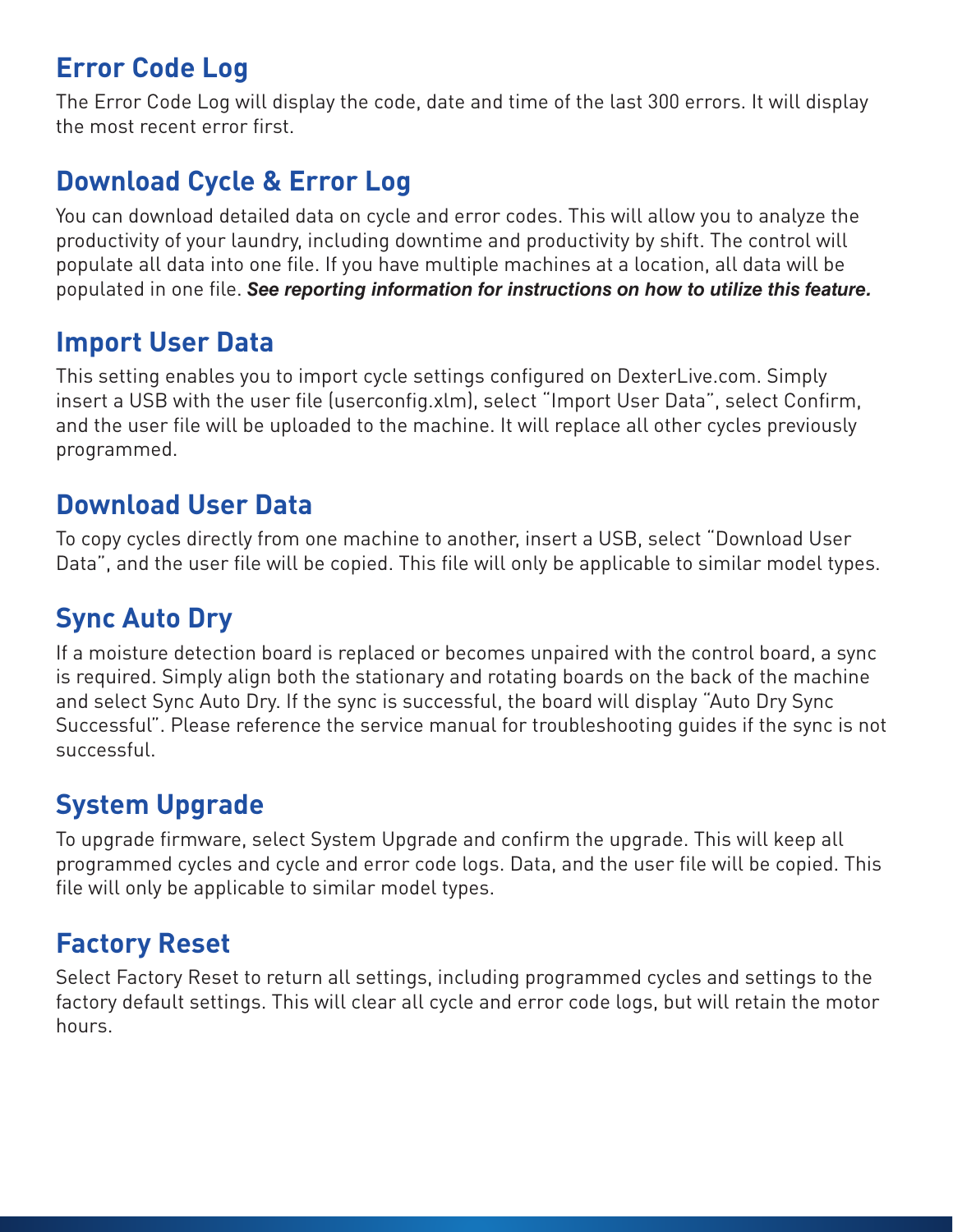## Error Code Log

The Error Code Log will display the code, date and time of the last 300 errors. It will display the most recent error first.

## Download Cycle & Error Log

You can download detailed data on cycle and error codes. This will allow you to analyze the productivity of your laundry, including downtime and productivity by shift. The control will populate all data into one file. If you have multiple machines at a location, all data will be populated in one file. ***See reporting information for instructions on how to utilize this feature.***

## Import User Data

This setting enables you to import cycle settings configured on DexterLive.com. Simply insert a USB with the user file (userconfig.xlm), select "Import User Data", select Confirm, and the user file will be uploaded to the machine. It will replace all other cycles previously programmed.

## Download User Data

To copy cycles directly from one machine to another, insert a USB, select "Download User Data", and the user file will be copied. This file will only be applicable to similar model types.

## Sync Auto Dry

If a moisture detection board is replaced or becomes unpaired with the control board, a sync is required. Simply align both the stationary and rotating boards on the back of the machine and select Sync Auto Dry. If the sync is successful, the board will display "Auto Dry Sync Successful". Please reference the service manual for troubleshooting guides if the sync is not successful.

## System Upgrade

To upgrade firmware, select System Upgrade and confirm the upgrade. This will keep all programmed cycles and cycle and error code logs. Data, and the user file will be copied. This file will only be applicable to similar model types.

## Factory Reset

Select Factory Reset to return all settings, including programmed cycles and settings to the factory default settings. This will clear all cycle and error code logs, but will retain the motor hours.